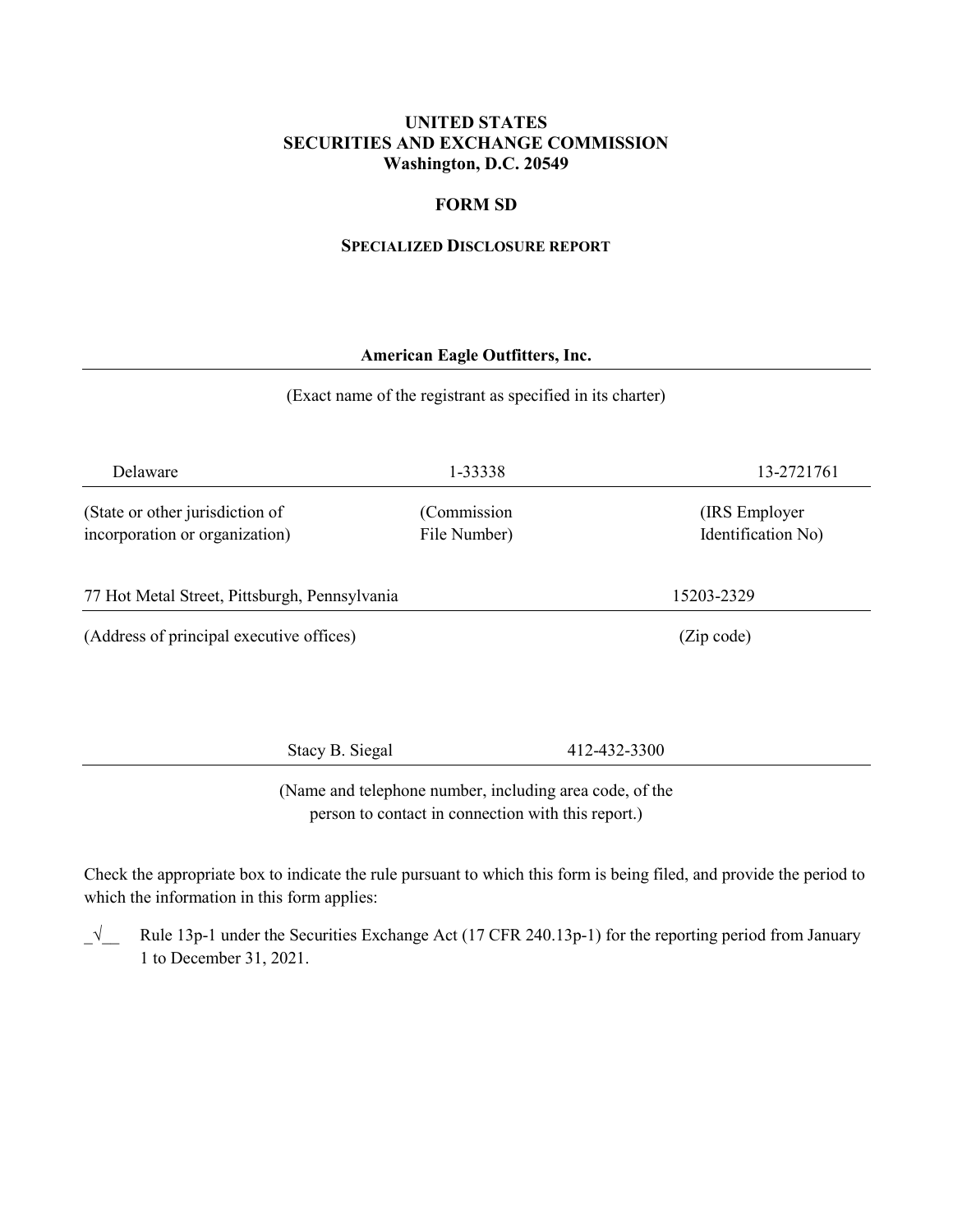**UNITED STATES**
**SECURITIES AND EXCHANGE COMMISSION**
**Washington, D.C. 20549**

**FORM SD**

**SPECIALIZED DISCLOSURE REPORT**

**American Eagle Outfitters, Inc.**

(Exact name of the registrant as specified in its charter)

| Delaware | 1-33338 | 13-2721761 |
|---|---|---|
| (State or other jurisdiction of incorporation or organization) | (Commission File Number) | (IRS Employer Identification No) |

| 77 Hot Metal Street, Pittsburgh, Pennsylvania | 15203-2329 |
|---|---|
| (Address of principal executive offices) | (Zip code) |

Stacy B. Siegal 412-432-3300

(Name and telephone number, including area code, of the person to contact in connection with this report.)

Check the appropriate box to indicate the rule pursuant to which this form is being filed, and provide the period to which the information in this form applies:

_√__ Rule 13p-1 under the Securities Exchange Act (17 CFR 240.13p-1) for the reporting period from January 1 to December 31, 2021.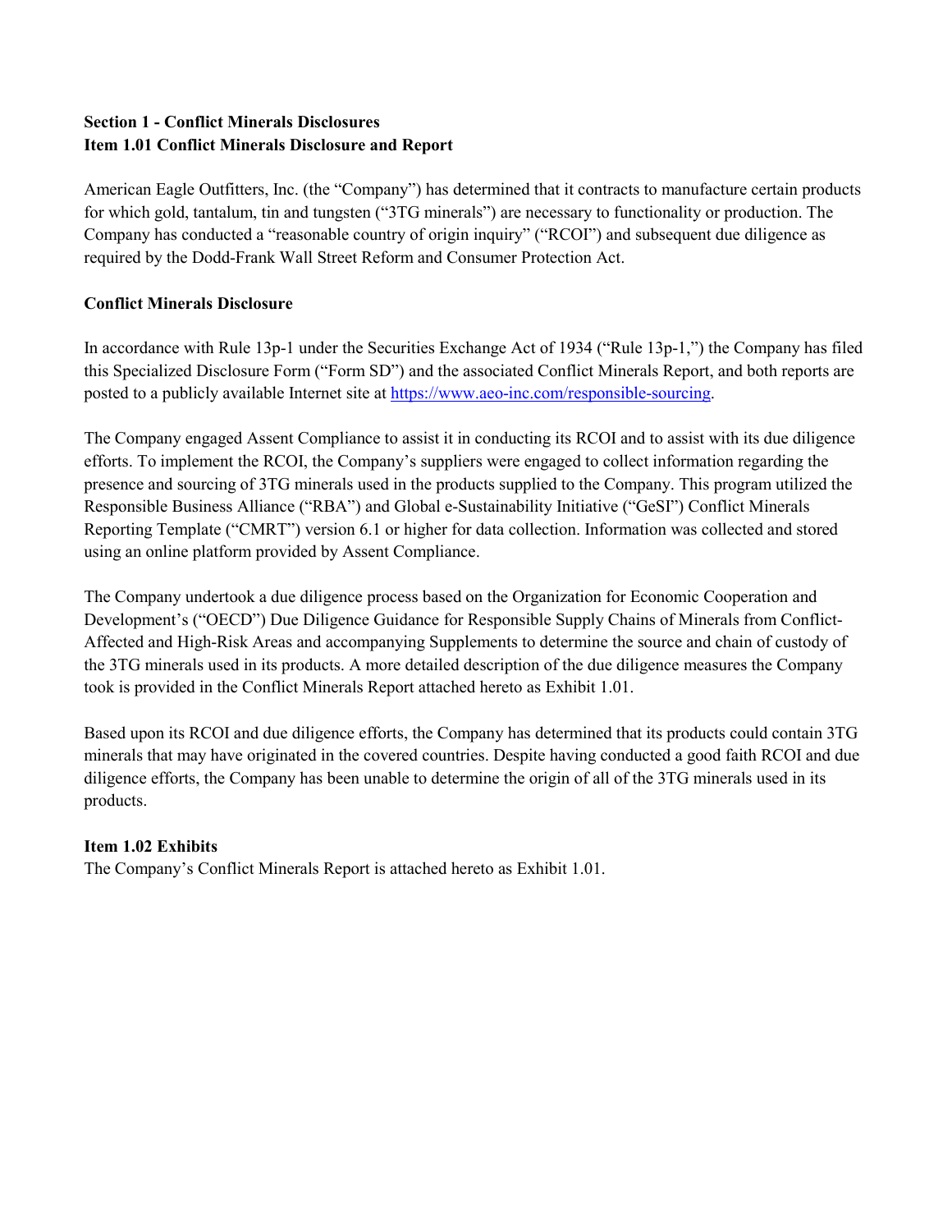**Section 1 - Conflict Minerals Disclosures**
**Item 1.01 Conflict Minerals Disclosure and Report**

American Eagle Outfitters, Inc. (the "Company") has determined that it contracts to manufacture certain products for which gold, tantalum, tin and tungsten ("3TG minerals") are necessary to functionality or production. The Company has conducted a "reasonable country of origin inquiry" ("RCOI") and subsequent due diligence as required by the Dodd-Frank Wall Street Reform and Consumer Protection Act.

**Conflict Minerals Disclosure**

In accordance with Rule 13p-1 under the Securities Exchange Act of 1934 ("Rule 13p-1,") the Company has filed this Specialized Disclosure Form ("Form SD") and the associated Conflict Minerals Report, and both reports are posted to a publicly available Internet site at https://www.aeo-inc.com/responsible-sourcing.

The Company engaged Assent Compliance to assist it in conducting its RCOI and to assist with its due diligence efforts. To implement the RCOI, the Company's suppliers were engaged to collect information regarding the presence and sourcing of 3TG minerals used in the products supplied to the Company. This program utilized the Responsible Business Alliance ("RBA") and Global e-Sustainability Initiative ("GeSI") Conflict Minerals Reporting Template ("CMRT") version 6.1 or higher for data collection. Information was collected and stored using an online platform provided by Assent Compliance.

The Company undertook a due diligence process based on the Organization for Economic Cooperation and Development's ("OECD") Due Diligence Guidance for Responsible Supply Chains of Minerals from Conflict-Affected and High-Risk Areas and accompanying Supplements to determine the source and chain of custody of the 3TG minerals used in its products. A more detailed description of the due diligence measures the Company took is provided in the Conflict Minerals Report attached hereto as Exhibit 1.01.

Based upon its RCOI and due diligence efforts, the Company has determined that its products could contain 3TG minerals that may have originated in the covered countries. Despite having conducted a good faith RCOI and due diligence efforts, the Company has been unable to determine the origin of all of the 3TG minerals used in its products.

**Item 1.02 Exhibits**
The Company's Conflict Minerals Report is attached hereto as Exhibit 1.01.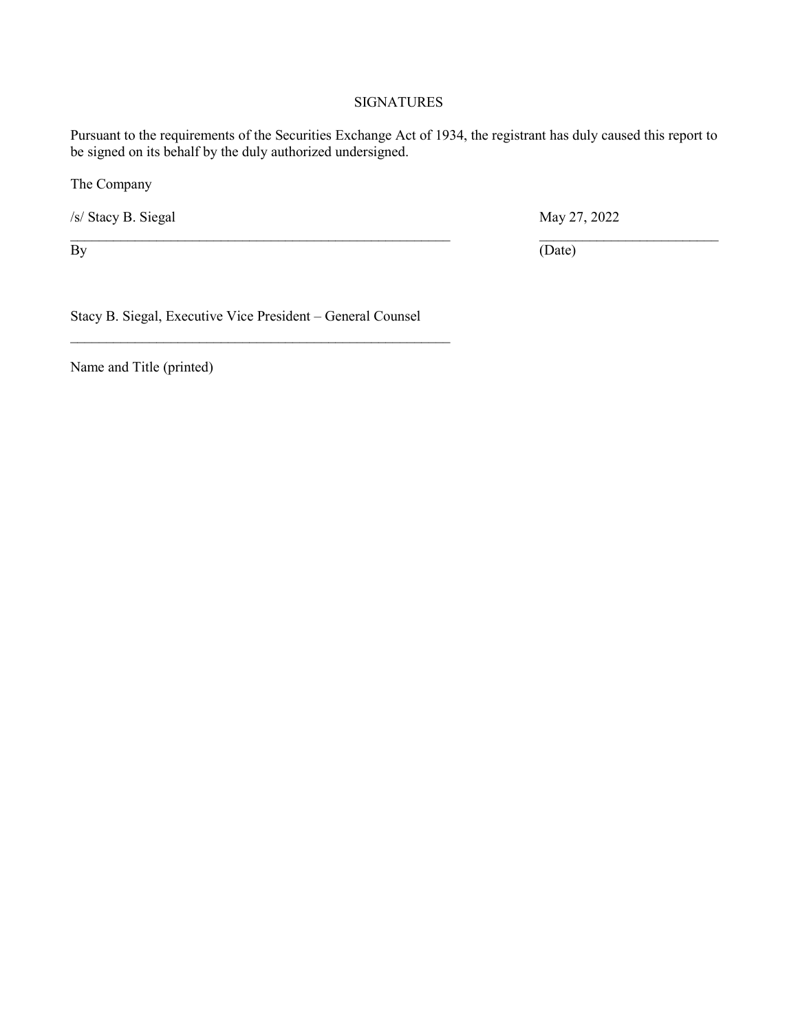SIGNATURES

Pursuant to the requirements of the Securities Exchange Act of 1934, the registrant has duly caused this report to be signed on its behalf by the duly authorized undersigned.

The Company

| /s/ Stacy B. Siegal | May 27, 2022 |
| --- | --- |
| By | (Date) |

Stacy B. Siegal, Executive Vice President – General Counsel

Name and Title (printed)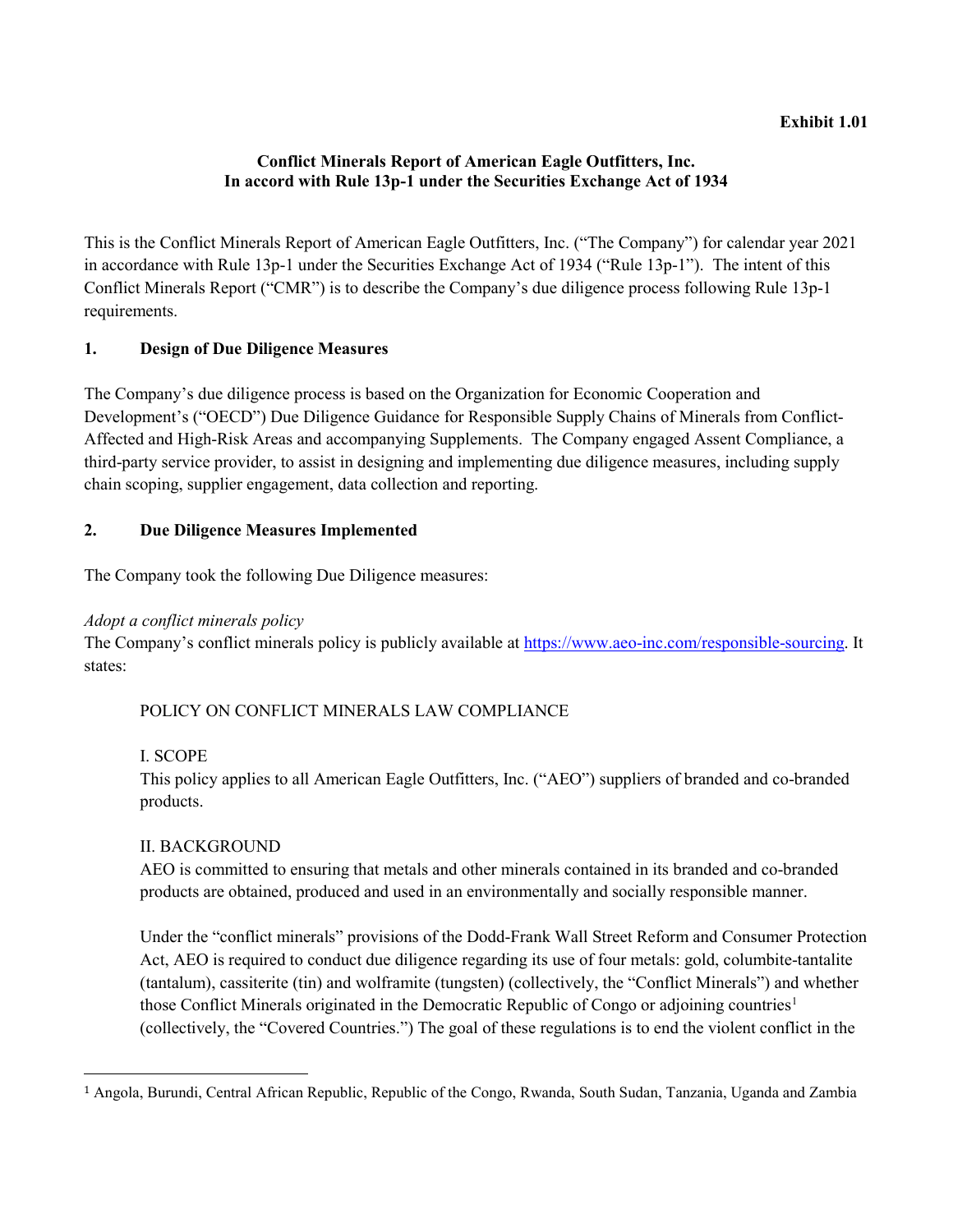**Exhibit 1.01**

**Conflict Minerals Report of American Eagle Outfitters, Inc.**
**In accord with Rule 13p-1 under the Securities Exchange Act of 1934**

This is the Conflict Minerals Report of American Eagle Outfitters, Inc. ("The Company") for calendar year 2021 in accordance with Rule 13p-1 under the Securities Exchange Act of 1934 ("Rule 13p-1"). The intent of this Conflict Minerals Report ("CMR") is to describe the Company's due diligence process following Rule 13p-1 requirements.

## 1. Design of Due Diligence Measures

The Company's due diligence process is based on the Organization for Economic Cooperation and Development's ("OECD") Due Diligence Guidance for Responsible Supply Chains of Minerals from Conflict-Affected and High-Risk Areas and accompanying Supplements. The Company engaged Assent Compliance, a third-party service provider, to assist in designing and implementing due diligence measures, including supply chain scoping, supplier engagement, data collection and reporting.

## 2. Due Diligence Measures Implemented

The Company took the following Due Diligence measures:

*Adopt a conflict minerals policy*
The Company's conflict minerals policy is publicly available at https://www.aeo-inc.com/responsible-sourcing. It states:

> POLICY ON CONFLICT MINERALS LAW COMPLIANCE
>
> I. SCOPE
> This policy applies to all American Eagle Outfitters, Inc. ("AEO") suppliers of branded and co-branded products.
>
> II. BACKGROUND
> AEO is committed to ensuring that metals and other minerals contained in its branded and co-branded products are obtained, produced and used in an environmentally and socially responsible manner.
>
> Under the "conflict minerals" provisions of the Dodd-Frank Wall Street Reform and Consumer Protection Act, AEO is required to conduct due diligence regarding its use of four metals: gold, columbite-tantalite (tantalum), cassiterite (tin) and wolframite (tungsten) (collectively, the "Conflict Minerals") and whether those Conflict Minerals originated in the Democratic Republic of Congo or adjoining countries[1] (collectively, the "Covered Countries.") The goal of these regulations is to end the violent conflict in the

[1] Angola, Burundi, Central African Republic, Republic of the Congo, Rwanda, South Sudan, Tanzania, Uganda and Zambia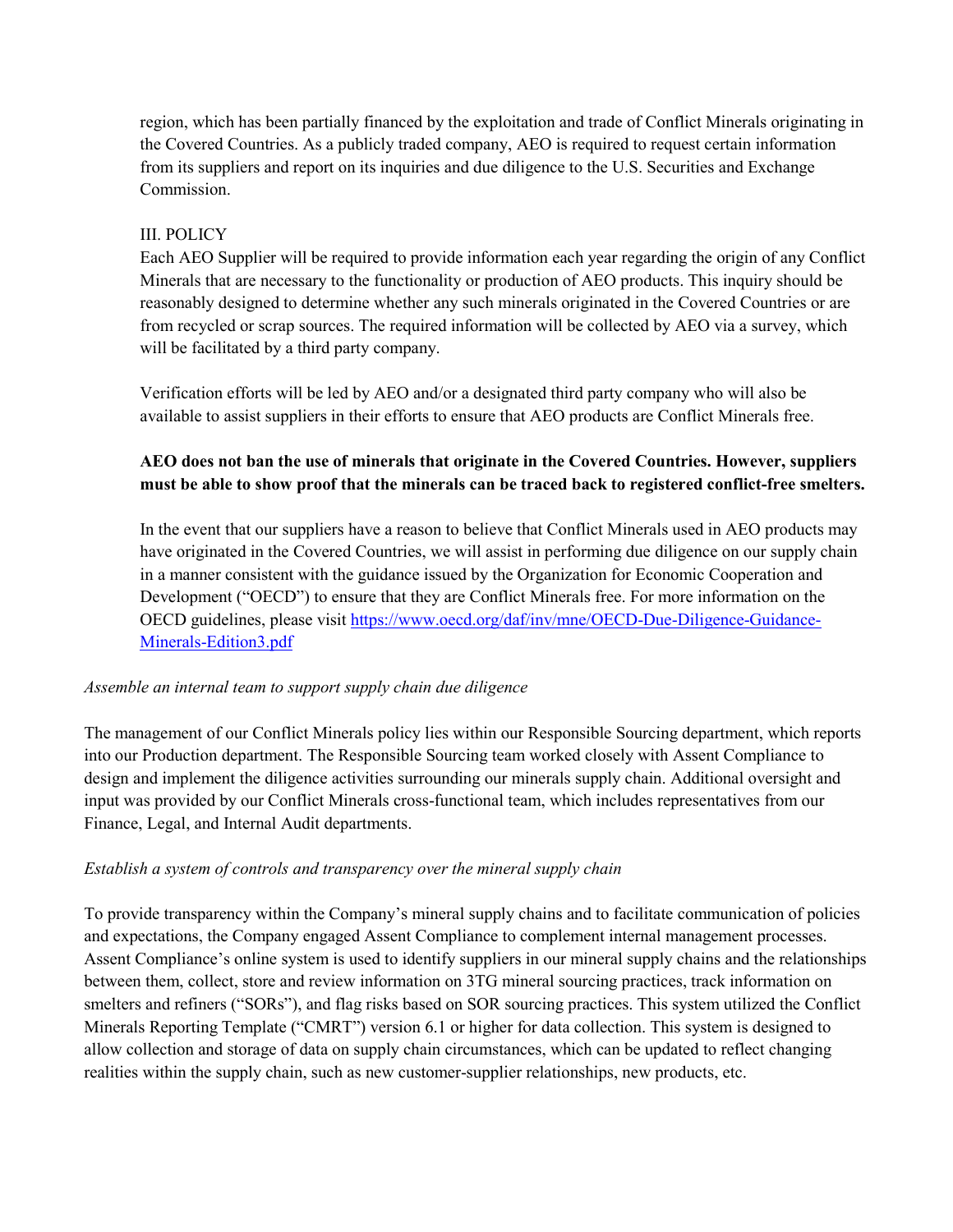region, which has been partially financed by the exploitation and trade of Conflict Minerals originating in the Covered Countries. As a publicly traded company, AEO is required to request certain information from its suppliers and report on its inquiries and due diligence to the U.S. Securities and Exchange Commission.

III. POLICY

Each AEO Supplier will be required to provide information each year regarding the origin of any Conflict Minerals that are necessary to the functionality or production of AEO products. This inquiry should be reasonably designed to determine whether any such minerals originated in the Covered Countries or are from recycled or scrap sources. The required information will be collected by AEO via a survey, which will be facilitated by a third party company.

Verification efforts will be led by AEO and/or a designated third party company who will also be available to assist suppliers in their efforts to ensure that AEO products are Conflict Minerals free.

**AEO does not ban the use of minerals that originate in the Covered Countries. However, suppliers must be able to show proof that the minerals can be traced back to registered conflict-free smelters.**

In the event that our suppliers have a reason to believe that Conflict Minerals used in AEO products may have originated in the Covered Countries, we will assist in performing due diligence on our supply chain in a manner consistent with the guidance issued by the Organization for Economic Cooperation and Development ("OECD") to ensure that they are Conflict Minerals free. For more information on the OECD guidelines, please visit [https://www.oecd.org/daf/inv/mne/OECD-Due-Diligence-Guidance-Minerals-Edition3.pdf](https://www.oecd.org/daf/inv/mne/OECD-Due-Diligence-Guidance-Minerals-Edition3.pdf)

*Assemble an internal team to support supply chain due diligence*

The management of our Conflict Minerals policy lies within our Responsible Sourcing department, which reports into our Production department. The Responsible Sourcing team worked closely with Assent Compliance to design and implement the diligence activities surrounding our minerals supply chain. Additional oversight and input was provided by our Conflict Minerals cross-functional team, which includes representatives from our Finance, Legal, and Internal Audit departments.

*Establish a system of controls and transparency over the mineral supply chain*

To provide transparency within the Company's mineral supply chains and to facilitate communication of policies and expectations, the Company engaged Assent Compliance to complement internal management processes. Assent Compliance's online system is used to identify suppliers in our mineral supply chains and the relationships between them, collect, store and review information on 3TG mineral sourcing practices, track information on smelters and refiners ("SORs"), and flag risks based on SOR sourcing practices. This system utilized the Conflict Minerals Reporting Template ("CMRT") version 6.1 or higher for data collection. This system is designed to allow collection and storage of data on supply chain circumstances, which can be updated to reflect changing realities within the supply chain, such as new customer-supplier relationships, new products, etc.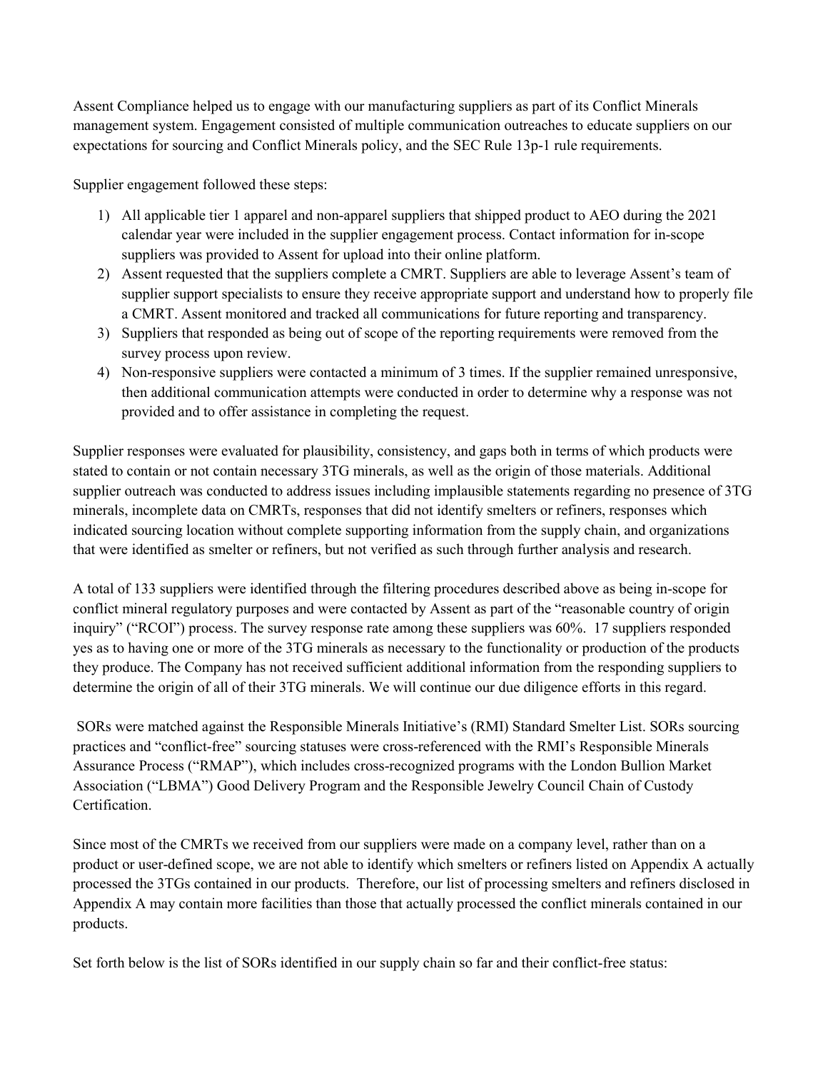Assent Compliance helped us to engage with our manufacturing suppliers as part of its Conflict Minerals management system. Engagement consisted of multiple communication outreaches to educate suppliers on our expectations for sourcing and Conflict Minerals policy, and the SEC Rule 13p-1 rule requirements.

Supplier engagement followed these steps:

1) All applicable tier 1 apparel and non-apparel suppliers that shipped product to AEO during the 2021 calendar year were included in the supplier engagement process. Contact information for in-scope suppliers was provided to Assent for upload into their online platform.
2) Assent requested that the suppliers complete a CMRT. Suppliers are able to leverage Assent's team of supplier support specialists to ensure they receive appropriate support and understand how to properly file a CMRT. Assent monitored and tracked all communications for future reporting and transparency.
3) Suppliers that responded as being out of scope of the reporting requirements were removed from the survey process upon review.
4) Non-responsive suppliers were contacted a minimum of 3 times. If the supplier remained unresponsive, then additional communication attempts were conducted in order to determine why a response was not provided and to offer assistance in completing the request.

Supplier responses were evaluated for plausibility, consistency, and gaps both in terms of which products were stated to contain or not contain necessary 3TG minerals, as well as the origin of those materials. Additional supplier outreach was conducted to address issues including implausible statements regarding no presence of 3TG minerals, incomplete data on CMRTs, responses that did not identify smelters or refiners, responses which indicated sourcing location without complete supporting information from the supply chain, and organizations that were identified as smelter or refiners, but not verified as such through further analysis and research.

A total of 133 suppliers were identified through the filtering procedures described above as being in-scope for conflict mineral regulatory purposes and were contacted by Assent as part of the "reasonable country of origin inquiry" ("RCOI") process. The survey response rate among these suppliers was 60%. 17 suppliers responded yes as to having one or more of the 3TG minerals as necessary to the functionality or production of the products they produce. The Company has not received sufficient additional information from the responding suppliers to determine the origin of all of their 3TG minerals. We will continue our due diligence efforts in this regard.

SORs were matched against the Responsible Minerals Initiative's (RMI) Standard Smelter List. SORs sourcing practices and "conflict-free" sourcing statuses were cross-referenced with the RMI's Responsible Minerals Assurance Process ("RMAP"), which includes cross-recognized programs with the London Bullion Market Association ("LBMA") Good Delivery Program and the Responsible Jewelry Council Chain of Custody Certification.

Since most of the CMRTs we received from our suppliers were made on a company level, rather than on a product or user-defined scope, we are not able to identify which smelters or refiners listed on Appendix A actually processed the 3TGs contained in our products. Therefore, our list of processing smelters and refiners disclosed in Appendix A may contain more facilities than those that actually processed the conflict minerals contained in our products.

Set forth below is the list of SORs identified in our supply chain so far and their conflict-free status: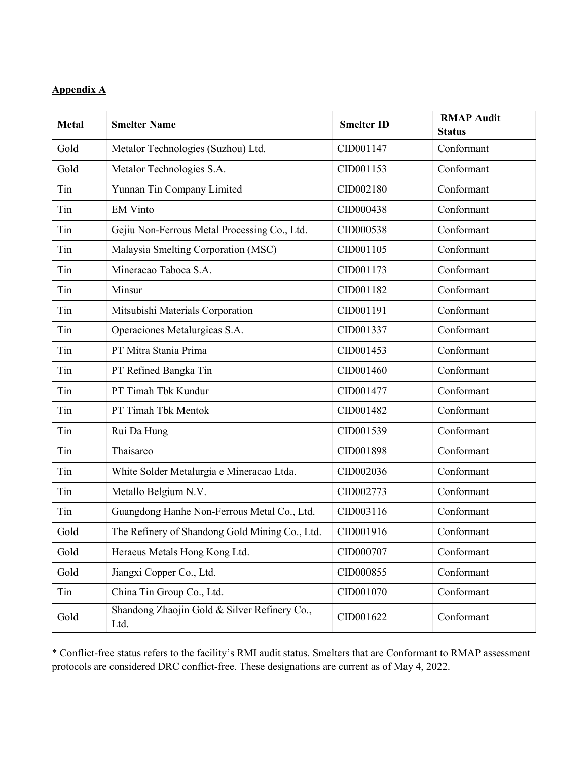**Appendix A**

| Metal | Smelter Name | Smelter ID | RMAP Audit Status |
|---|---|---|---|
| Gold | Metalor Technologies (Suzhou) Ltd. | CID001147 | Conformant |
| Gold | Metalor Technologies S.A. | CID001153 | Conformant |
| Tin | Yunnan Tin Company Limited | CID002180 | Conformant |
| Tin | EM Vinto | CID000438 | Conformant |
| Tin | Gejiu Non-Ferrous Metal Processing Co., Ltd. | CID000538 | Conformant |
| Tin | Malaysia Smelting Corporation (MSC) | CID001105 | Conformant |
| Tin | Mineracao Taboca S.A. | CID001173 | Conformant |
| Tin | Minsur | CID001182 | Conformant |
| Tin | Mitsubishi Materials Corporation | CID001191 | Conformant |
| Tin | Operaciones Metalurgicas S.A. | CID001337 | Conformant |
| Tin | PT Mitra Stania Prima | CID001453 | Conformant |
| Tin | PT Refined Bangka Tin | CID001460 | Conformant |
| Tin | PT Timah Tbk Kundur | CID001477 | Conformant |
| Tin | PT Timah Tbk Mentok | CID001482 | Conformant |
| Tin | Rui Da Hung | CID001539 | Conformant |
| Tin | Thaisarco | CID001898 | Conformant |
| Tin | White Solder Metalurgia e Mineracao Ltda. | CID002036 | Conformant |
| Tin | Metallo Belgium N.V. | CID002773 | Conformant |
| Tin | Guangdong Hanhe Non-Ferrous Metal Co., Ltd. | CID003116 | Conformant |
| Gold | The Refinery of Shandong Gold Mining Co., Ltd. | CID001916 | Conformant |
| Gold | Heraeus Metals Hong Kong Ltd. | CID000707 | Conformant |
| Gold | Jiangxi Copper Co., Ltd. | CID000855 | Conformant |
| Tin | China Tin Group Co., Ltd. | CID001070 | Conformant |
| Gold | Shandong Zhaojin Gold & Silver Refinery Co., Ltd. | CID001622 | Conformant |

* Conflict-free status refers to the facility's RMI audit status. Smelters that are Conformant to RMAP assessment protocols are considered DRC conflict-free. These designations are current as of May 4, 2022.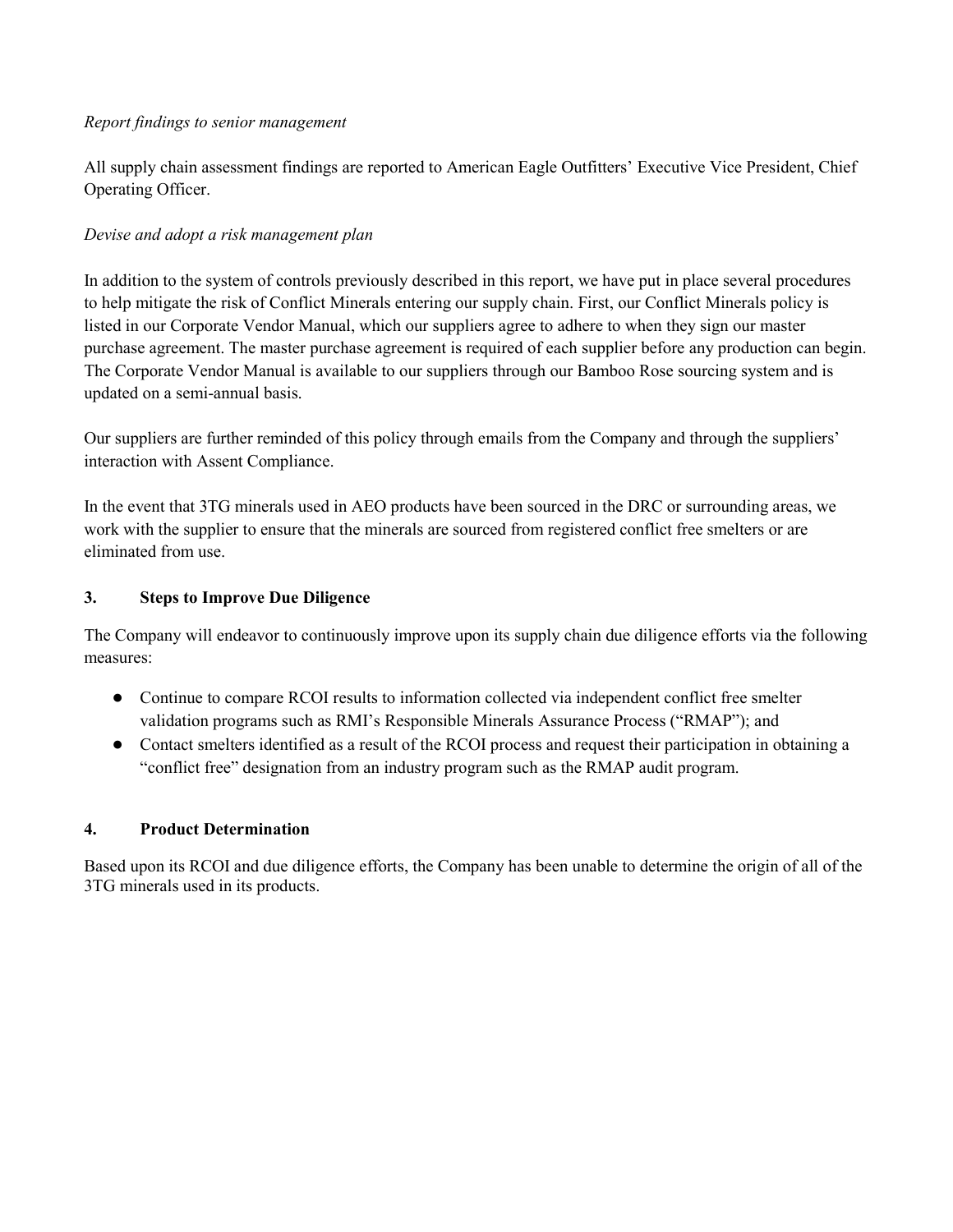*Report findings to senior management*

All supply chain assessment findings are reported to American Eagle Outfitters' Executive Vice President, Chief Operating Officer.

*Devise and adopt a risk management plan*

In addition to the system of controls previously described in this report, we have put in place several procedures to help mitigate the risk of Conflict Minerals entering our supply chain. First, our Conflict Minerals policy is listed in our Corporate Vendor Manual, which our suppliers agree to adhere to when they sign our master purchase agreement. The master purchase agreement is required of each supplier before any production can begin. The Corporate Vendor Manual is available to our suppliers through our Bamboo Rose sourcing system and is updated on a semi-annual basis.

Our suppliers are further reminded of this policy through emails from the Company and through the suppliers' interaction with Assent Compliance.

In the event that 3TG minerals used in AEO products have been sourced in the DRC or surrounding areas, we work with the supplier to ensure that the minerals are sourced from registered conflict free smelters or are eliminated from use.

## 3. Steps to Improve Due Diligence

The Company will endeavor to continuously improve upon its supply chain due diligence efforts via the following measures:

- Continue to compare RCOI results to information collected via independent conflict free smelter validation programs such as RMI's Responsible Minerals Assurance Process ("RMAP"); and
- Contact smelters identified as a result of the RCOI process and request their participation in obtaining a "conflict free" designation from an industry program such as the RMAP audit program.

## 4. Product Determination

Based upon its RCOI and due diligence efforts, the Company has been unable to determine the origin of all of the 3TG minerals used in its products.